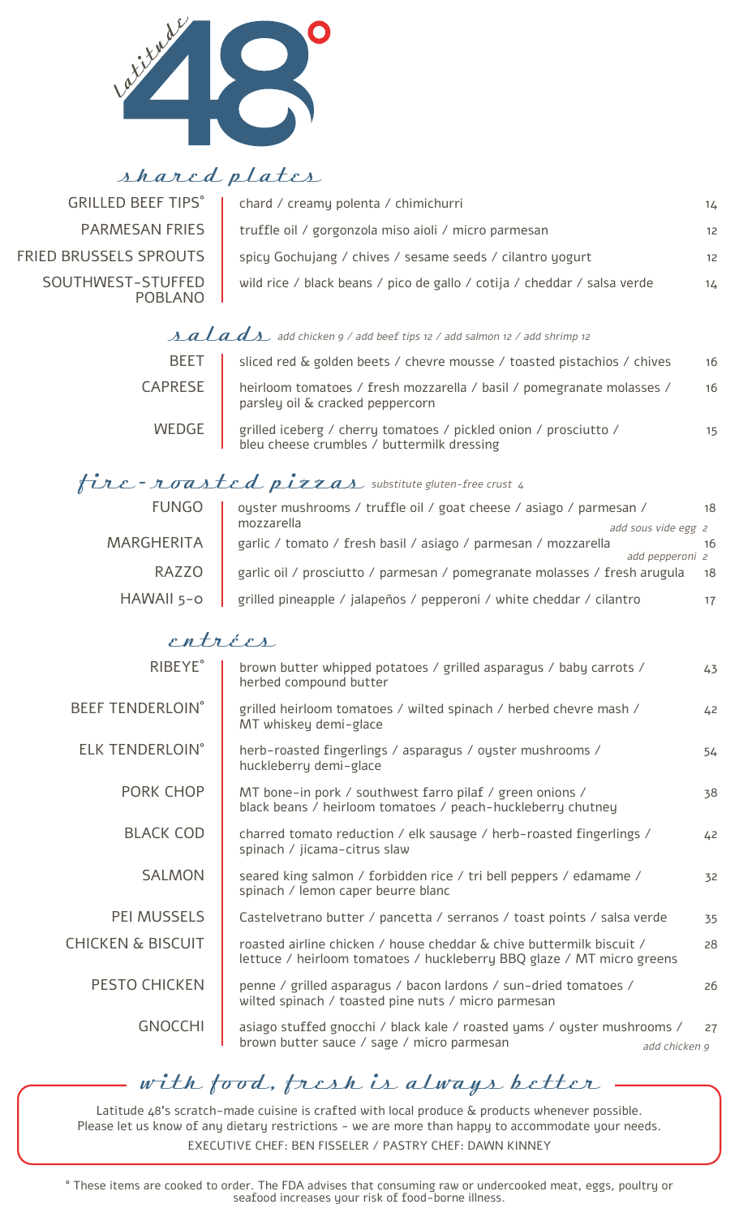# Latitude 48°

## shared plates

| | | |
|---|---|---|
| GRILLED BEEF TIPS° | chard / creamy polenta / chimichurri | 14 |
| PARMESAN FRIES | truffle oil / gorgonzola miso aioli / micro parmesan | 12 |
| FRIED BRUSSELS SPROUTS | spicy Gochujang / chives / sesame seeds / cilantro yogurt | 12 |
| SOUTHWEST-STUFFED POBLANO | wild rice / black beans / pico de gallo / cotija / cheddar / salsa verde | 14 |

## salads *add chicken 9 / add beef tips 12 / add salmon 12 / add shrimp 12*

| | | |
|---|---|---|
| BEET | sliced red & golden beets / chevre mousse / toasted pistachios / chives | 16 |
| CAPRESE | heirloom tomatoes / fresh mozzarella / basil / pomegranate molasses / parsley oil & cracked peppercorn | 16 |
| WEDGE | grilled iceberg / cherry tomatoes / pickled onion / prosciutto / bleu cheese crumbles / buttermilk dressing | 15 |

## fire-roasted pizzas *substitute gluten-free crust 4*

| | | |
|---|---|---|
| FUNGO | oyster mushrooms / truffle oil / goat cheese / asiago / parmesan / mozzarella *add sous vide egg 2* | 18 |
| MARGHERITA | garlic / tomato / fresh basil / asiago / parmesan / mozzarella *add pepperoni 2* | 16 |
| RAZZO | garlic oil / prosciutto / parmesan / pomegranate molasses / fresh arugula | 18 |
| HAWAII 5-0 | grilled pineapple / jalapeños / pepperoni / white cheddar / cilantro | 17 |

## entrées

| | | |
|---|---|---|
| RIBEYE° | brown butter whipped potatoes / grilled asparagus / baby carrots / herbed compound butter | 43 |
| BEEF TENDERLOIN° | grilled heirloom tomatoes / wilted spinach / herbed chevre mash / MT whiskey demi-glace | 42 |
| ELK TENDERLOIN° | herb-roasted fingerlings / asparagus / oyster mushrooms / huckleberry demi-glace | 54 |
| PORK CHOP | MT bone-in pork / southwest farro pilaf / green onions / black beans / heirloom tomatoes / peach-huckleberry chutney | 38 |
| BLACK COD | charred tomato reduction / elk sausage / herb-roasted fingerlings / spinach / jicama-citrus slaw | 42 |
| SALMON | seared king salmon / forbidden rice / tri bell peppers / edamame / spinach / lemon caper beurre blanc | 32 |
| PEI MUSSELS | Castelvetrano butter / pancetta / serranos / toast points / salsa verde | 35 |
| CHICKEN & BISCUIT | roasted airline chicken / house cheddar & chive buttermilk biscuit / lettuce / heirloom tomatoes / huckleberry BBQ glaze / MT micro greens | 28 |
| PESTO CHICKEN | penne / grilled asparagus / bacon lardons / sun-dried tomatoes / wilted spinach / toasted pine nuts / micro parmesan | 26 |
| GNOCCHI | asiago stuffed gnocchi / black kale / roasted yams / oyster mushrooms / brown butter sauce / sage / micro parmesan *add chicken 9* | 27 |

## with food, fresh is always better

Latitude 48's scratch-made cuisine is crafted with local produce & products whenever possible.
Please let us know of any dietary restrictions - we are more than happy to accommodate your needs.

EXECUTIVE CHEF: BEN FISSELER / PASTRY CHEF: DAWN KINNEY

° These items are cooked to order. The FDA advises that consuming raw or undercooked meat, eggs, poultry or seafood increases your risk of food-borne illness.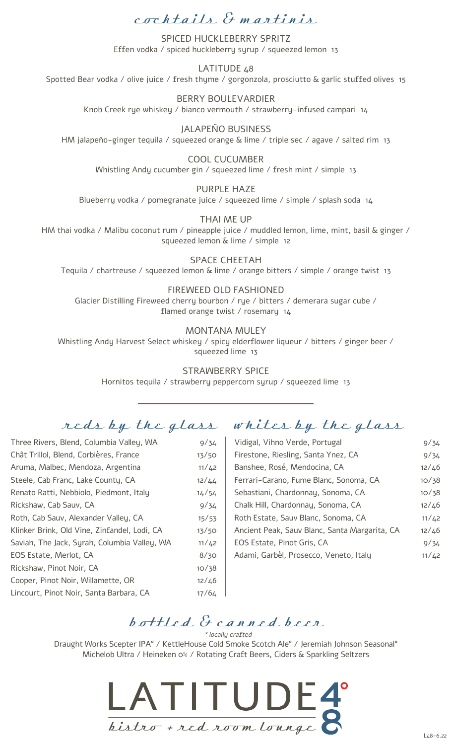# cocktails & martinis

**SPICED HUCKLEBERRY SPRITZ**
Effen vodka / spiced huckleberry syrup / squeezed lemon 13

**LATITUDE 48**
Spotted Bear vodka / olive juice / fresh thyme / gorgonzola, prosciutto & garlic stuffed olives 15

**BERRY BOULEVARDIER**
Knob Creek rye whiskey / bianco vermouth / strawberry-infused campari 14

**JALAPEÑO BUSINESS**
HM jalapeño-ginger tequila / squeezed orange & lime / triple sec / agave / salted rim 13

**COOL CUCUMBER**
Whistling Andy cucumber gin / squeezed lime / fresh mint / simple 13

**PURPLE HAZE**
Blueberry vodka / pomegranate juice / squeezed lime / simple / splash soda 14

**THAI ME UP**
HM thai vodka / Malibu coconut rum / pineapple juice / muddled lemon, lime, mint, basil & ginger / squeezed lemon & lime / simple 12

**SPACE CHEETAH**
Tequila / chartreuse / squeezed lemon & lime / orange bitters / simple / orange twist 13

**FIREWEED OLD FASHIONED**
Glacier Distilling Fireweed cherry bourbon / rye / bitters / demerara sugar cube / flamed orange twist / rosemary 14

**MONTANA MULEY**
Whistling Andy Harvest Select whiskey / spicy elderflower liqueur / bitters / ginger beer / squeezed lime 13

**STRAWBERRY SPICE**
Hornitos tequila / strawberry peppercorn syrup / squeezed lime 13

## reds by the glass

| | |
|---|---|
| Three Rivers, Blend, Columbia Valley, WA | 9/34 |
| Chât Trillol, Blend, Corbières, France | 13/50 |
| Aruma, Malbec, Mendoza, Argentina | 11/42 |
| Steele, Cab Franc, Lake County, CA | 12/44 |
| Renato Ratti, Nebbiolo, Piedmont, Italy | 14/54 |
| Rickshaw, Cab Sauv, CA | 9/34 |
| Roth, Cab Sauv, Alexander Valley, CA | 15/53 |
| Klinker Brink, Old Vine, Zinfandel, Lodi, CA | 13/50 |
| Saviah, The Jack, Syrah, Columbia Valley, WA | 11/42 |
| EOS Estate, Merlot, CA | 8/30 |
| Rickshaw, Pinot Noir, CA | 10/38 |
| Cooper, Pinot Noir, Willamette, OR | 12/46 |
| Lincourt, Pinot Noir, Santa Barbara, CA | 17/64 |

## whites by the glass

| | |
|---|---|
| Vidigal, Vihno Verde, Portugal | 9/34 |
| Firestone, Riesling, Santa Ynez, CA | 9/34 |
| Banshee, Rosé, Mendocina, CA | 12/46 |
| Ferrari-Carano, Fume Blanc, Sonoma, CA | 10/38 |
| Sebastiani, Chardonnay, Sonoma, CA | 10/38 |
| Chalk Hill, Chardonnay, Sonoma, CA | 12/46 |
| Roth Estate, Sauv Blanc, Sonoma, CA | 11/42 |
| Ancient Peak, Sauv Blanc, Santa Margarita, CA | 12/46 |
| EOS Estate, Pinot Gris, CA | 9/34 |
| Adami, Garbèl, Prosecco, Veneto, Italy | 11/42 |

## bottled & canned beer

*° locally crafted*

Draught Works Scepter IPA° / KettleHouse Cold Smoke Scotch Ale° / Jeremiah Johnson Seasonal°
Michelob Ultra / Heineken 0% / Rotating Craft Beers, Ciders & Sparkling Seltzers

LATITUDE 48°
*bistro + red room lounge*

L48-6.22